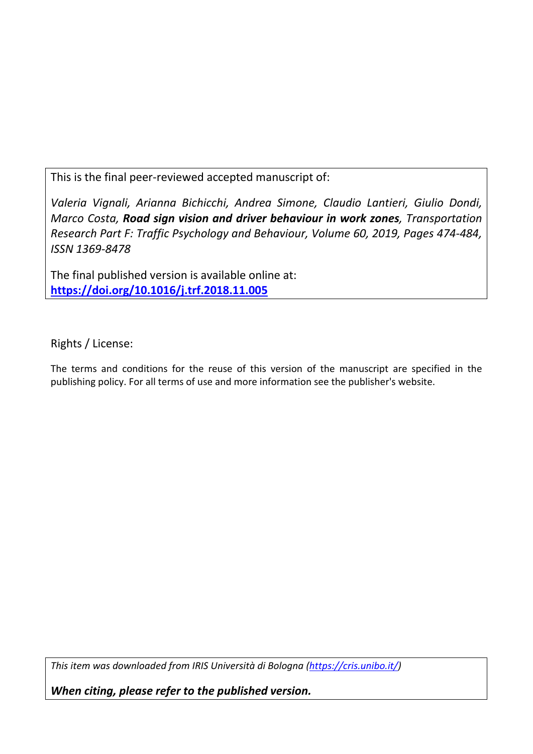This is the final peer-reviewed accepted manuscript of:

*Valeria Vignali, Arianna Bichicchi, Andrea Simone, Claudio Lantieri, Giulio Dondi, Marco Costa, **Road sign vision and driver behaviour in work zones**, Transportation Research Part F: Traffic Psychology and Behaviour, Volume 60, 2019, Pages 474-484, ISSN 1369-8478*

The final published version is available online at:
**https://doi.org/10.1016/j.trf.2018.11.005**

Rights / License:

The terms and conditions for the reuse of this version of the manuscript are specified in the publishing policy. For all terms of use and more information see the publisher's website.

*This item was downloaded from IRIS Università di Bologna (https://cris.unibo.it/)*

***When citing, please refer to the published version.***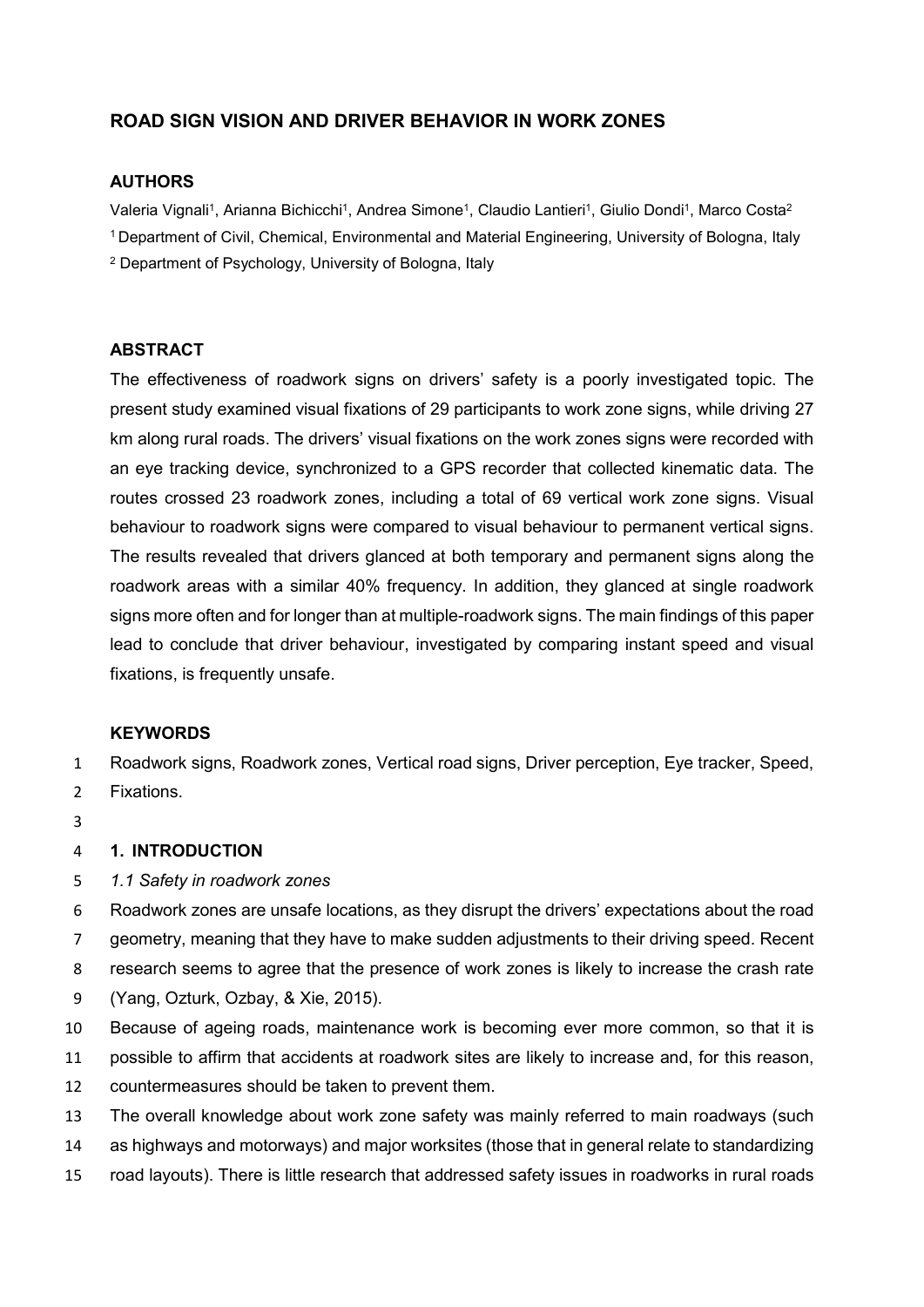# ROAD SIGN VISION AND DRIVER BEHAVIOR IN WORK ZONES

## AUTHORS

Valeria Vignali[1], Arianna Bichicchi[1], Andrea Simone[1], Claudio Lantieri[1], Giulio Dondi[1], Marco Costa[2]

[1] Department of Civil, Chemical, Environmental and Material Engineering, University of Bologna, Italy

[2] Department of Psychology, University of Bologna, Italy

## ABSTRACT

The effectiveness of roadwork signs on drivers' safety is a poorly investigated topic. The present study examined visual fixations of 29 participants to work zone signs, while driving 27 km along rural roads. The drivers' visual fixations on the work zones signs were recorded with an eye tracking device, synchronized to a GPS recorder that collected kinematic data. The routes crossed 23 roadwork zones, including a total of 69 vertical work zone signs. Visual behaviour to roadwork signs were compared to visual behaviour to permanent vertical signs. The results revealed that drivers glanced at both temporary and permanent signs along the roadwork areas with a similar 40% frequency. In addition, they glanced at single roadwork signs more often and for longer than at multiple-roadwork signs. The main findings of this paper lead to conclude that driver behaviour, investigated by comparing instant speed and visual fixations, is frequently unsafe.

## KEYWORDS

Roadwork signs, Roadwork zones, Vertical road signs, Driver perception, Eye tracker, Speed, Fixations.

## 1. INTRODUCTION

### *1.1 Safety in roadwork zones*

Roadwork zones are unsafe locations, as they disrupt the drivers' expectations about the road geometry, meaning that they have to make sudden adjustments to their driving speed. Recent research seems to agree that the presence of work zones is likely to increase the crash rate (Yang, Ozturk, Ozbay, & Xie, 2015).

Because of ageing roads, maintenance work is becoming ever more common, so that it is possible to affirm that accidents at roadwork sites are likely to increase and, for this reason, countermeasures should be taken to prevent them.

The overall knowledge about work zone safety was mainly referred to main roadways (such as highways and motorways) and major worksites (those that in general relate to standardizing road layouts). There is little research that addressed safety issues in roadworks in rural roads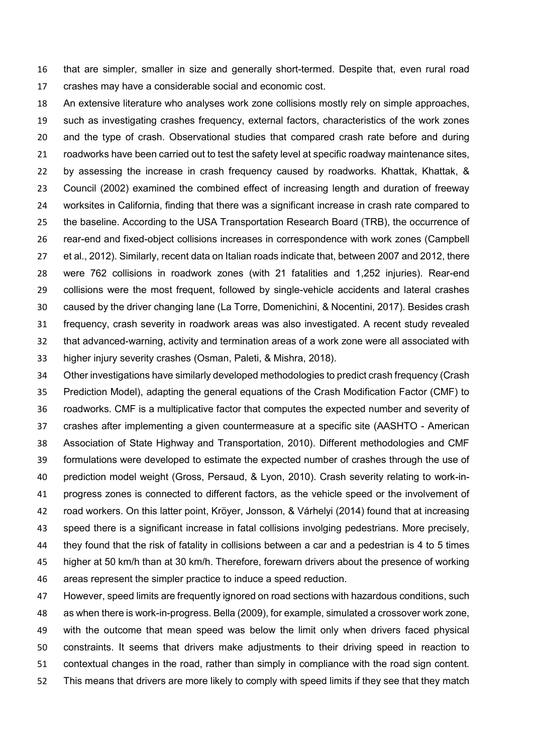that are simpler, smaller in size and generally short-termed. Despite that, even rural road crashes may have a considerable social and economic cost.

An extensive literature who analyses work zone collisions mostly rely on simple approaches, such as investigating crashes frequency, external factors, characteristics of the work zones and the type of crash. Observational studies that compared crash rate before and during roadworks have been carried out to test the safety level at specific roadway maintenance sites, by assessing the increase in crash frequency caused by roadworks. Khattak, Khattak, & Council (2002) examined the combined effect of increasing length and duration of freeway worksites in California, finding that there was a significant increase in crash rate compared to the baseline. According to the USA Transportation Research Board (TRB), the occurrence of rear-end and fixed-object collisions increases in correspondence with work zones (Campbell et al., 2012). Similarly, recent data on Italian roads indicate that, between 2007 and 2012, there were 762 collisions in roadwork zones (with 21 fatalities and 1,252 injuries). Rear-end collisions were the most frequent, followed by single-vehicle accidents and lateral crashes caused by the driver changing lane (La Torre, Domenichini, & Nocentini, 2017). Besides crash frequency, crash severity in roadwork areas was also investigated. A recent study revealed that advanced-warning, activity and termination areas of a work zone were all associated with higher injury severity crashes (Osman, Paleti, & Mishra, 2018).

Other investigations have similarly developed methodologies to predict crash frequency (Crash Prediction Model), adapting the general equations of the Crash Modification Factor (CMF) to roadworks. CMF is a multiplicative factor that computes the expected number and severity of crashes after implementing a given countermeasure at a specific site (AASHTO - American Association of State Highway and Transportation, 2010). Different methodologies and CMF formulations were developed to estimate the expected number of crashes through the use of prediction model weight (Gross, Persaud, & Lyon, 2010). Crash severity relating to work-in-progress zones is connected to different factors, as the vehicle speed or the involvement of road workers. On this latter point, Kröyer, Jonsson, & Várhelyi (2014) found that at increasing speed there is a significant increase in fatal collisions involging pedestrians. More precisely, they found that the risk of fatality in collisions between a car and a pedestrian is 4 to 5 times higher at 50 km/h than at 30 km/h. Therefore, forewarn drivers about the presence of working areas represent the simpler practice to induce a speed reduction.

However, speed limits are frequently ignored on road sections with hazardous conditions, such as when there is work-in-progress. Bella (2009), for example, simulated a crossover work zone, with the outcome that mean speed was below the limit only when drivers faced physical constraints. It seems that drivers make adjustments to their driving speed in reaction to contextual changes in the road, rather than simply in compliance with the road sign content. This means that drivers are more likely to comply with speed limits if they see that they match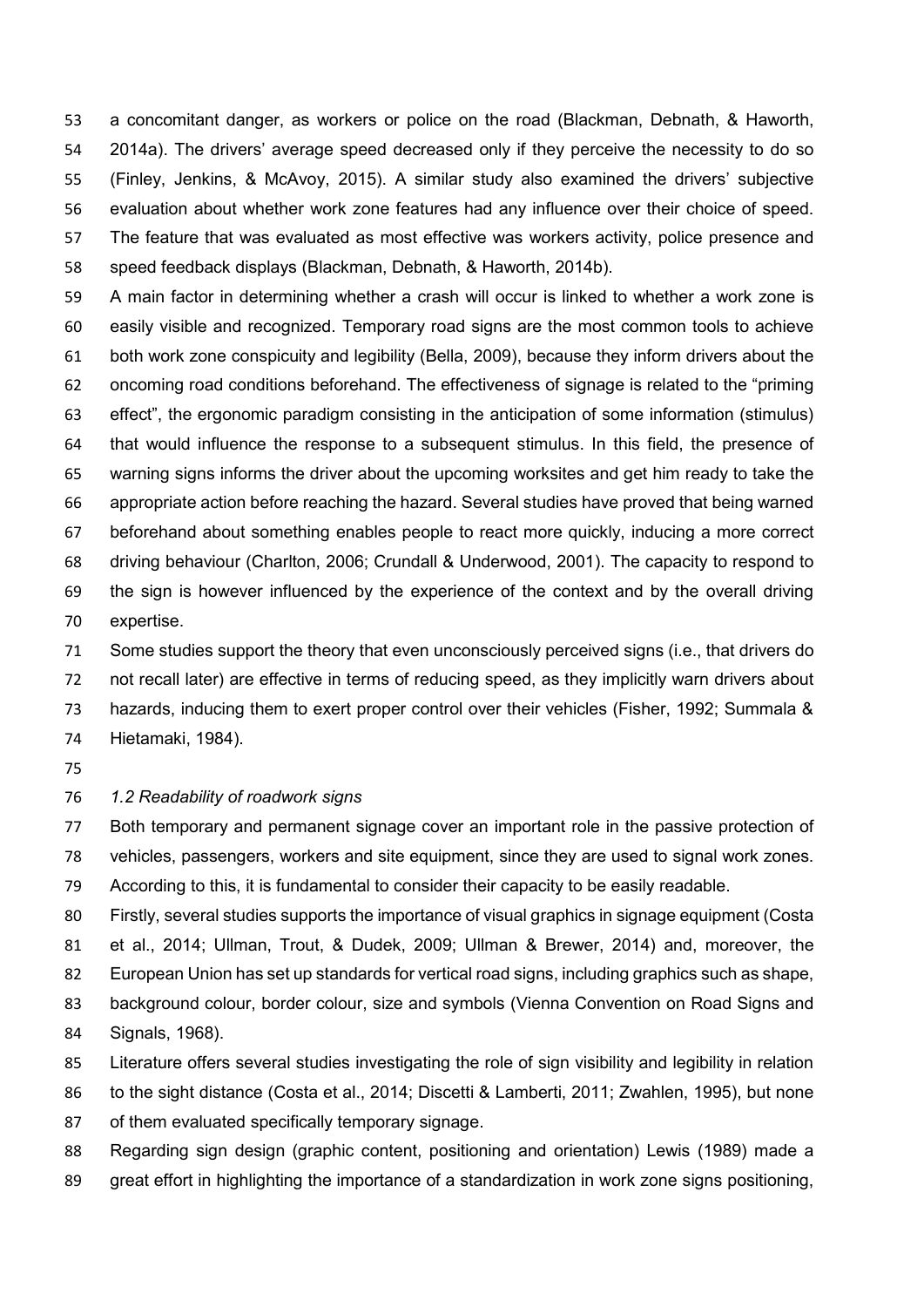a concomitant danger, as workers or police on the road (Blackman, Debnath, & Haworth, 2014a). The drivers' average speed decreased only if they perceive the necessity to do so (Finley, Jenkins, & McAvoy, 2015). A similar study also examined the drivers' subjective evaluation about whether work zone features had any influence over their choice of speed. The feature that was evaluated as most effective was workers activity, police presence and speed feedback displays (Blackman, Debnath, & Haworth, 2014b).

A main factor in determining whether a crash will occur is linked to whether a work zone is easily visible and recognized. Temporary road signs are the most common tools to achieve both work zone conspicuity and legibility (Bella, 2009), because they inform drivers about the oncoming road conditions beforehand. The effectiveness of signage is related to the "priming effect", the ergonomic paradigm consisting in the anticipation of some information (stimulus) that would influence the response to a subsequent stimulus. In this field, the presence of warning signs informs the driver about the upcoming worksites and get him ready to take the appropriate action before reaching the hazard. Several studies have proved that being warned beforehand about something enables people to react more quickly, inducing a more correct driving behaviour (Charlton, 2006; Crundall & Underwood, 2001). The capacity to respond to the sign is however influenced by the experience of the context and by the overall driving expertise.

Some studies support the theory that even unconsciously perceived signs (i.e., that drivers do not recall later) are effective in terms of reducing speed, as they implicitly warn drivers about hazards, inducing them to exert proper control over their vehicles (Fisher, 1992; Summala & Hietamaki, 1984).

*1.2 Readability of roadwork signs*

Both temporary and permanent signage cover an important role in the passive protection of vehicles, passengers, workers and site equipment, since they are used to signal work zones. According to this, it is fundamental to consider their capacity to be easily readable.

Firstly, several studies supports the importance of visual graphics in signage equipment (Costa et al., 2014; Ullman, Trout, & Dudek, 2009; Ullman & Brewer, 2014) and, moreover, the European Union has set up standards for vertical road signs, including graphics such as shape, background colour, border colour, size and symbols (Vienna Convention on Road Signs and Signals, 1968).

Literature offers several studies investigating the role of sign visibility and legibility in relation to the sight distance (Costa et al., 2014; Discetti & Lamberti, 2011; Zwahlen, 1995), but none of them evaluated specifically temporary signage.

Regarding sign design (graphic content, positioning and orientation) Lewis (1989) made a great effort in highlighting the importance of a standardization in work zone signs positioning,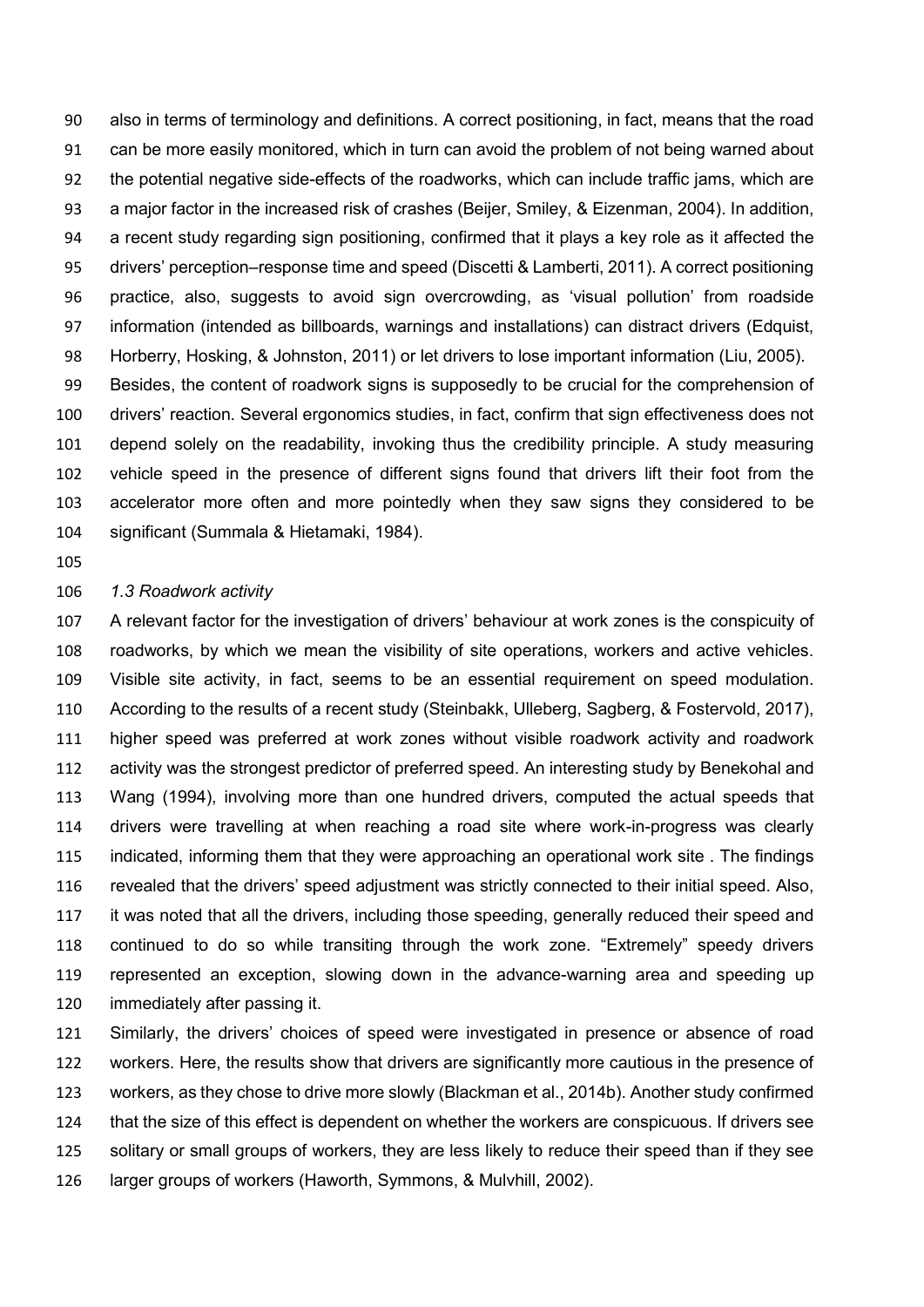also in terms of terminology and definitions. A correct positioning, in fact, means that the road can be more easily monitored, which in turn can avoid the problem of not being warned about the potential negative side-effects of the roadworks, which can include traffic jams, which are a major factor in the increased risk of crashes (Beijer, Smiley, & Eizenman, 2004). In addition, a recent study regarding sign positioning, confirmed that it plays a key role as it affected the drivers' perception–response time and speed (Discetti & Lamberti, 2011). A correct positioning practice, also, suggests to avoid sign overcrowding, as 'visual pollution' from roadside information (intended as billboards, warnings and installations) can distract drivers (Edquist, Horberry, Hosking, & Johnston, 2011) or let drivers to lose important information (Liu, 2005).
Besides, the content of roadwork signs is supposedly to be crucial for the comprehension of drivers' reaction. Several ergonomics studies, in fact, confirm that sign effectiveness does not depend solely on the readability, invoking thus the credibility principle. A study measuring vehicle speed in the presence of different signs found that drivers lift their foot from the accelerator more often and more pointedly when they saw signs they considered to be significant (Summala & Hietamaki, 1984).

### *1.3 Roadwork activity*

A relevant factor for the investigation of drivers' behaviour at work zones is the conspicuity of roadworks, by which we mean the visibility of site operations, workers and active vehicles. Visible site activity, in fact, seems to be an essential requirement on speed modulation. According to the results of a recent study (Steinbakk, Ulleberg, Sagberg, & Fostervold, 2017), higher speed was preferred at work zones without visible roadwork activity and roadwork activity was the strongest predictor of preferred speed. An interesting study by Benekohal and Wang (1994), involving more than one hundred drivers, computed the actual speeds that drivers were travelling at when reaching a road site where work-in-progress was clearly indicated, informing them that they were approaching an operational work site . The findings revealed that the drivers' speed adjustment was strictly connected to their initial speed. Also, it was noted that all the drivers, including those speeding, generally reduced their speed and continued to do so while transiting through the work zone. "Extremely" speedy drivers represented an exception, slowing down in the advance-warning area and speeding up immediately after passing it.
Similarly, the drivers' choices of speed were investigated in presence or absence of road workers. Here, the results show that drivers are significantly more cautious in the presence of workers, as they chose to drive more slowly (Blackman et al., 2014b). Another study confirmed that the size of this effect is dependent on whether the workers are conspicuous. If drivers see solitary or small groups of workers, they are less likely to reduce their speed than if they see larger groups of workers (Haworth, Symmons, & Mulvhill, 2002).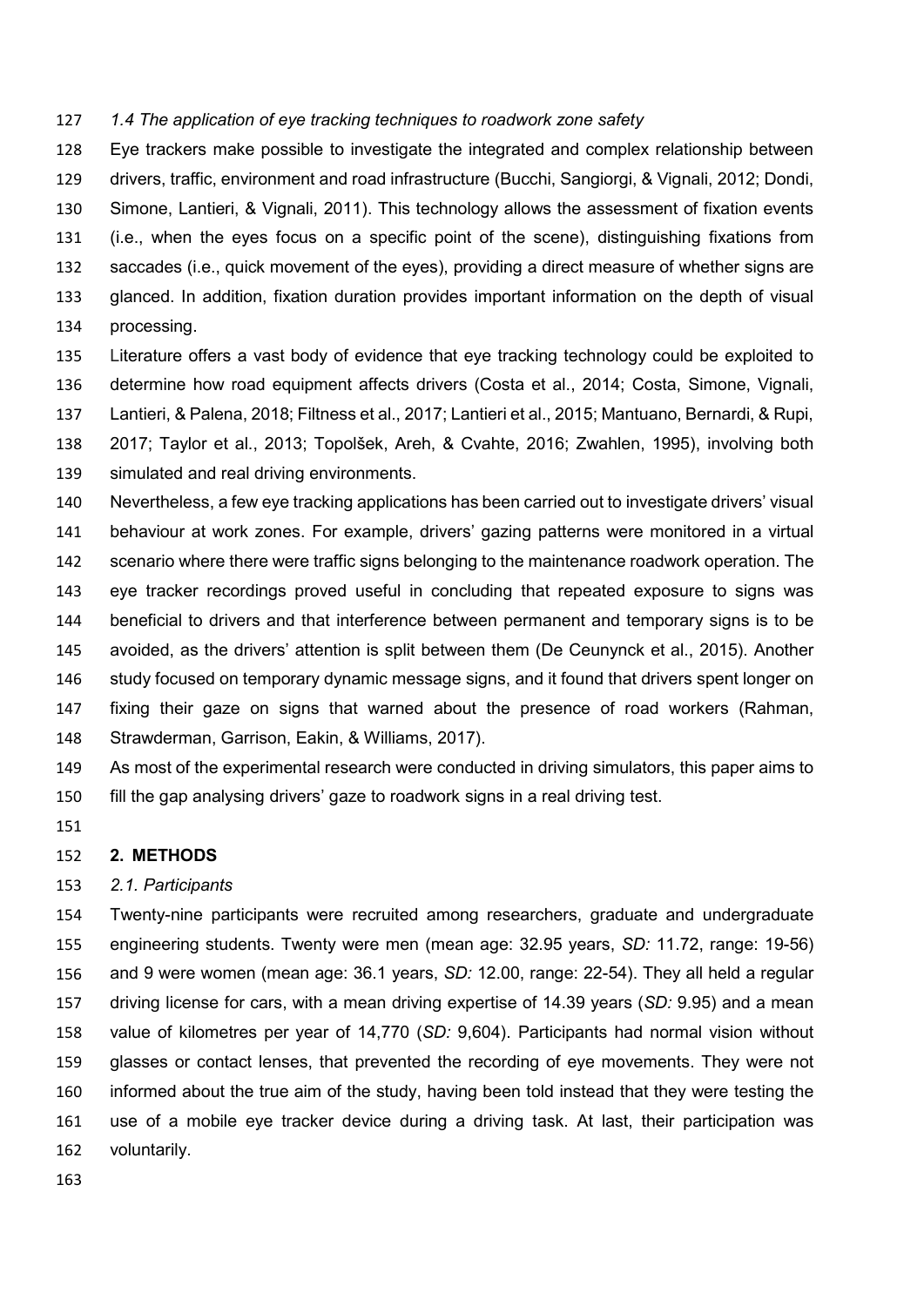### *1.4 The application of eye tracking techniques to roadwork zone safety*

Eye trackers make possible to investigate the integrated and complex relationship between drivers, traffic, environment and road infrastructure (Bucchi, Sangiorgi, & Vignali, 2012; Dondi, Simone, Lantieri, & Vignali, 2011). This technology allows the assessment of fixation events (i.e., when the eyes focus on a specific point of the scene), distinguishing fixations from saccades (i.e., quick movement of the eyes), providing a direct measure of whether signs are glanced. In addition, fixation duration provides important information on the depth of visual processing.

Literature offers a vast body of evidence that eye tracking technology could be exploited to determine how road equipment affects drivers (Costa et al., 2014; Costa, Simone, Vignali, Lantieri, & Palena, 2018; Filtness et al., 2017; Lantieri et al., 2015; Mantuano, Bernardi, & Rupi, 2017; Taylor et al., 2013; Topolšek, Areh, & Cvahte, 2016; Zwahlen, 1995), involving both simulated and real driving environments.

Nevertheless, a few eye tracking applications has been carried out to investigate drivers' visual behaviour at work zones. For example, drivers' gazing patterns were monitored in a virtual scenario where there were traffic signs belonging to the maintenance roadwork operation. The eye tracker recordings proved useful in concluding that repeated exposure to signs was beneficial to drivers and that interference between permanent and temporary signs is to be avoided, as the drivers' attention is split between them (De Ceunynck et al., 2015). Another study focused on temporary dynamic message signs, and it found that drivers spent longer on fixing their gaze on signs that warned about the presence of road workers (Rahman, Strawderman, Garrison, Eakin, & Williams, 2017).

As most of the experimental research were conducted in driving simulators, this paper aims to fill the gap analysing drivers' gaze to roadwork signs in a real driving test.

## 2. METHODS

### *2.1. Participants*

Twenty-nine participants were recruited among researchers, graduate and undergraduate engineering students. Twenty were men (mean age: 32.95 years, *SD:* 11.72, range: 19-56) and 9 were women (mean age: 36.1 years, *SD:* 12.00, range: 22-54). They all held a regular driving license for cars, with a mean driving expertise of 14.39 years (*SD:* 9.95) and a mean value of kilometres per year of 14,770 (*SD:* 9,604). Participants had normal vision without glasses or contact lenses, that prevented the recording of eye movements. They were not informed about the true aim of the study, having been told instead that they were testing the use of a mobile eye tracker device during a driving task. At last, their participation was voluntarily.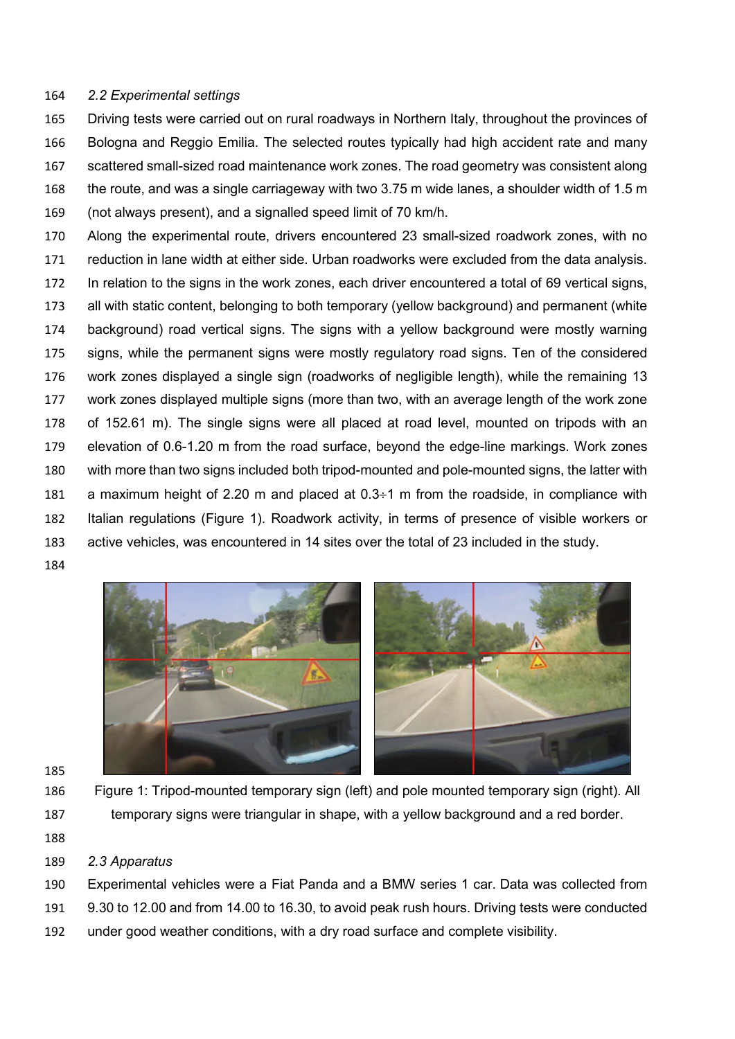*2.2 Experimental settings*

Driving tests were carried out on rural roadways in Northern Italy, throughout the provinces of Bologna and Reggio Emilia. The selected routes typically had high accident rate and many scattered small-sized road maintenance work zones. The road geometry was consistent along the route, and was a single carriageway with two 3.75 m wide lanes, a shoulder width of 1.5 m (not always present), and a signalled speed limit of 70 km/h.

Along the experimental route, drivers encountered 23 small-sized roadwork zones, with no reduction in lane width at either side. Urban roadworks were excluded from the data analysis. In relation to the signs in the work zones, each driver encountered a total of 69 vertical signs, all with static content, belonging to both temporary (yellow background) and permanent (white background) road vertical signs. The signs with a yellow background were mostly warning signs, while the permanent signs were mostly regulatory road signs. Ten of the considered work zones displayed a single sign (roadworks of negligible length), while the remaining 13 work zones displayed multiple signs (more than two, with an average length of the work zone of 152.61 m). The single signs were all placed at road level, mounted on tripods with an elevation of 0.6-1.20 m from the road surface, beyond the edge-line markings. Work zones with more than two signs included both tripod-mounted and pole-mounted signs, the latter with a maximum height of 2.20 m and placed at 0.3÷1 m from the roadside, in compliance with Italian regulations (Figure 1). Roadwork activity, in terms of presence of visible workers or active vehicles, was encountered in 14 sites over the total of 23 included in the study.

Figure 1: Tripod-mounted temporary sign (left) and pole mounted temporary sign (right). All temporary signs were triangular in shape, with a yellow background and a red border.

*2.3 Apparatus*

Experimental vehicles were a Fiat Panda and a BMW series 1 car. Data was collected from 9.30 to 12.00 and from 14.00 to 16.30, to avoid peak rush hours. Driving tests were conducted under good weather conditions, with a dry road surface and complete visibility.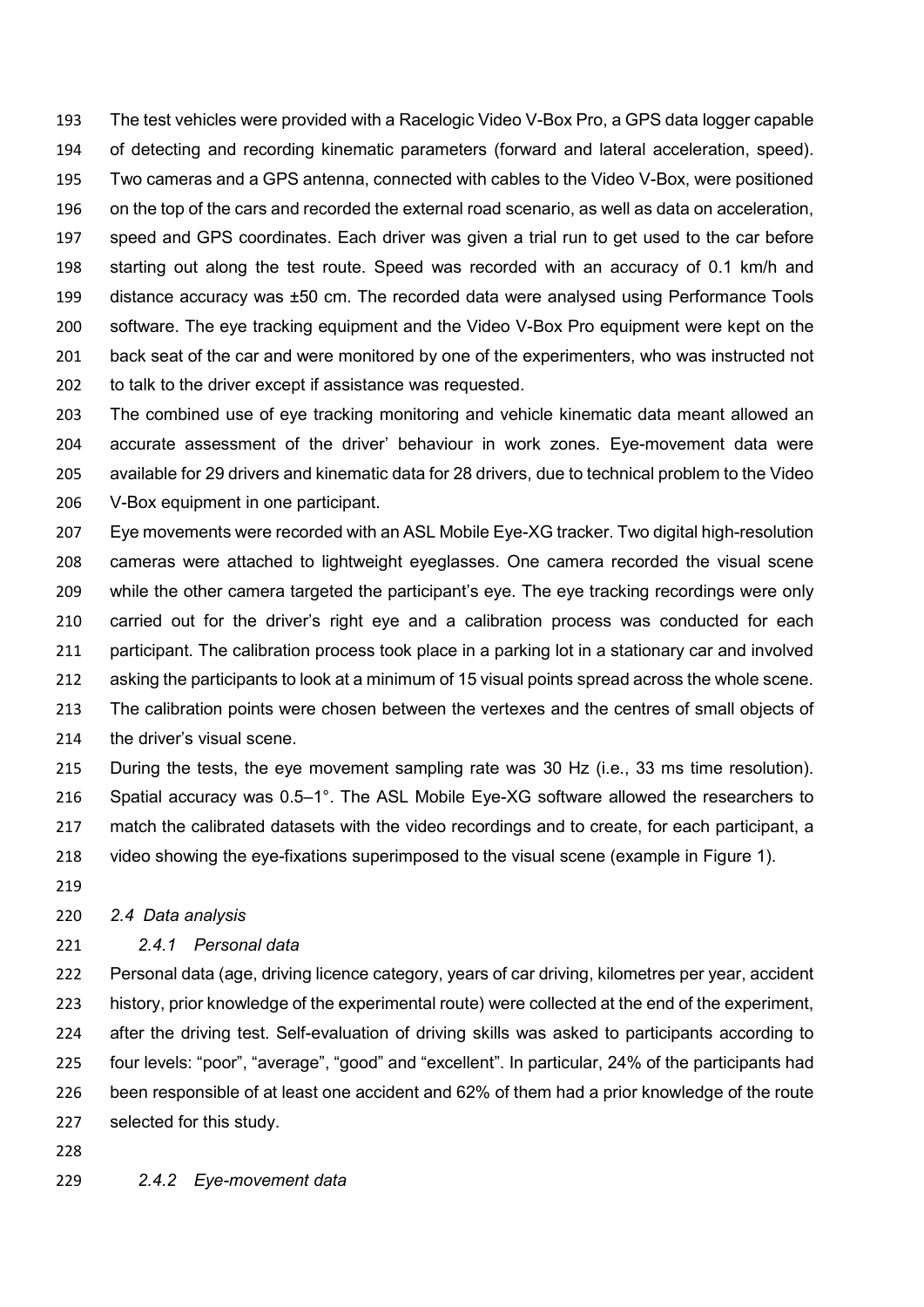The test vehicles were provided with a Racelogic Video V-Box Pro, a GPS data logger capable of detecting and recording kinematic parameters (forward and lateral acceleration, speed). Two cameras and a GPS antenna, connected with cables to the Video V-Box, were positioned on the top of the cars and recorded the external road scenario, as well as data on acceleration, speed and GPS coordinates. Each driver was given a trial run to get used to the car before starting out along the test route. Speed was recorded with an accuracy of 0.1 km/h and distance accuracy was ±50 cm. The recorded data were analysed using Performance Tools software. The eye tracking equipment and the Video V-Box Pro equipment were kept on the back seat of the car and were monitored by one of the experimenters, who was instructed not to talk to the driver except if assistance was requested.

The combined use of eye tracking monitoring and vehicle kinematic data meant allowed an accurate assessment of the driver' behaviour in work zones. Eye-movement data were available for 29 drivers and kinematic data for 28 drivers, due to technical problem to the Video V-Box equipment in one participant.

Eye movements were recorded with an ASL Mobile Eye-XG tracker. Two digital high-resolution cameras were attached to lightweight eyeglasses. One camera recorded the visual scene while the other camera targeted the participant's eye. The eye tracking recordings were only carried out for the driver's right eye and a calibration process was conducted for each participant. The calibration process took place in a parking lot in a stationary car and involved asking the participants to look at a minimum of 15 visual points spread across the whole scene. The calibration points were chosen between the vertexes and the centres of small objects of the driver's visual scene.

During the tests, the eye movement sampling rate was 30 Hz (i.e., 33 ms time resolution). Spatial accuracy was 0.5–1°. The ASL Mobile Eye-XG software allowed the researchers to match the calibrated datasets with the video recordings and to create, for each participant, a video showing the eye-fixations superimposed to the visual scene (example in Figure 1).

## *2.4 Data analysis*

### *2.4.1 Personal data*

Personal data (age, driving licence category, years of car driving, kilometres per year, accident history, prior knowledge of the experimental route) were collected at the end of the experiment, after the driving test. Self-evaluation of driving skills was asked to participants according to four levels: "poor", "average", "good" and "excellent". In particular, 24% of the participants had been responsible of at least one accident and 62% of them had a prior knowledge of the route selected for this study.

### *2.4.2 Eye-movement data*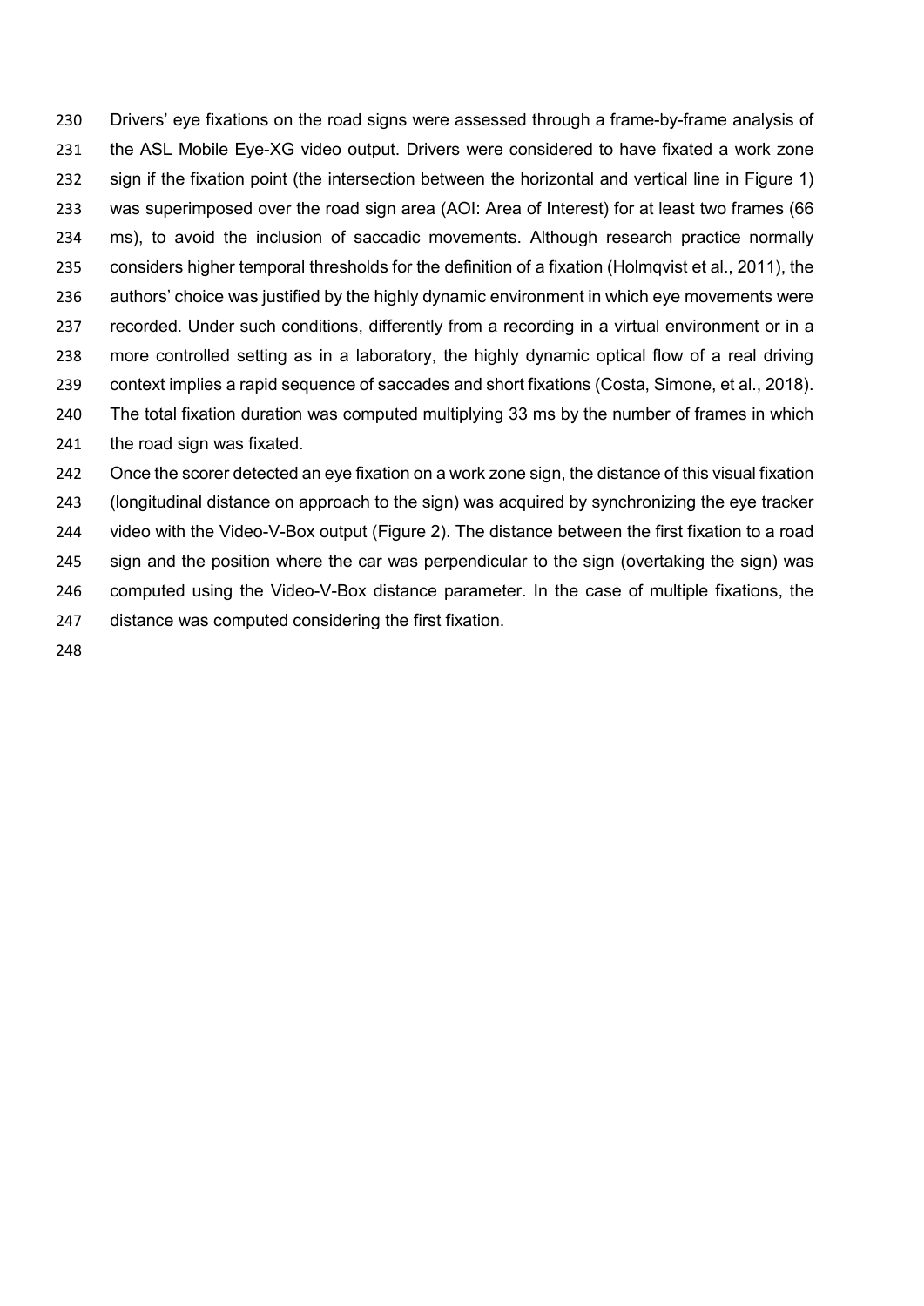Drivers' eye fixations on the road signs were assessed through a frame-by-frame analysis of the ASL Mobile Eye-XG video output. Drivers were considered to have fixated a work zone sign if the fixation point (the intersection between the horizontal and vertical line in Figure 1) was superimposed over the road sign area (AOI: Area of Interest) for at least two frames (66 ms), to avoid the inclusion of saccadic movements. Although research practice normally considers higher temporal thresholds for the definition of a fixation (Holmqvist et al., 2011), the authors' choice was justified by the highly dynamic environment in which eye movements were recorded. Under such conditions, differently from a recording in a virtual environment or in a more controlled setting as in a laboratory, the highly dynamic optical flow of a real driving context implies a rapid sequence of saccades and short fixations (Costa, Simone, et al., 2018). The total fixation duration was computed multiplying 33 ms by the number of frames in which the road sign was fixated.

Once the scorer detected an eye fixation on a work zone sign, the distance of this visual fixation (longitudinal distance on approach to the sign) was acquired by synchronizing the eye tracker video with the Video-V-Box output (Figure 2). The distance between the first fixation to a road sign and the position where the car was perpendicular to the sign (overtaking the sign) was computed using the Video-V-Box distance parameter. In the case of multiple fixations, the distance was computed considering the first fixation.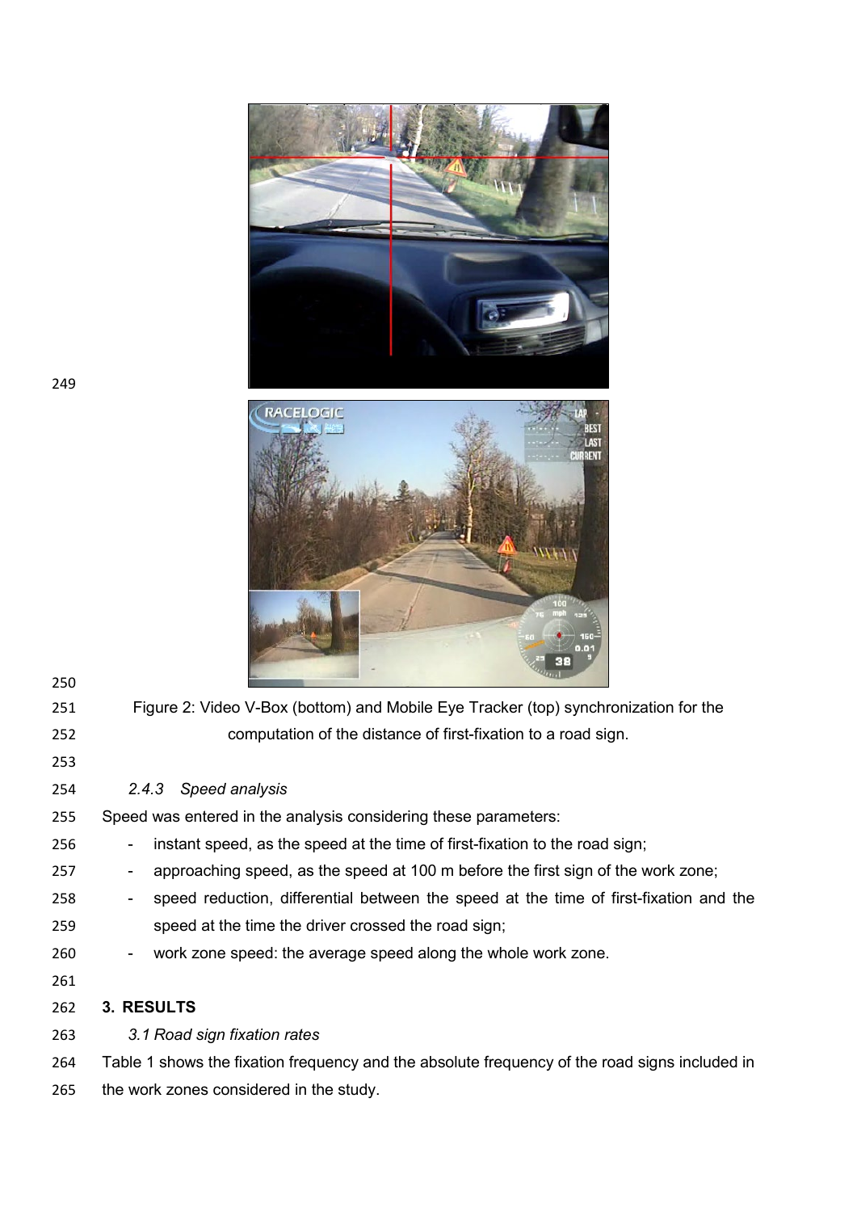Figure 2: Video V-Box (bottom) and Mobile Eye Tracker (top) synchronization for the computation of the distance of first-fixation to a road sign.

#### *2.4.3 Speed analysis*

Speed was entered in the analysis considering these parameters:

- instant speed, as the speed at the time of first-fixation to the road sign;
- approaching speed, as the speed at 100 m before the first sign of the work zone;
- speed reduction, differential between the speed at the time of first-fixation and the speed at the time the driver crossed the road sign;
- work zone speed: the average speed along the whole work zone.

## 3. RESULTS

### *3.1 Road sign fixation rates*

Table 1 shows the fixation frequency and the absolute frequency of the road signs included in the work zones considered in the study.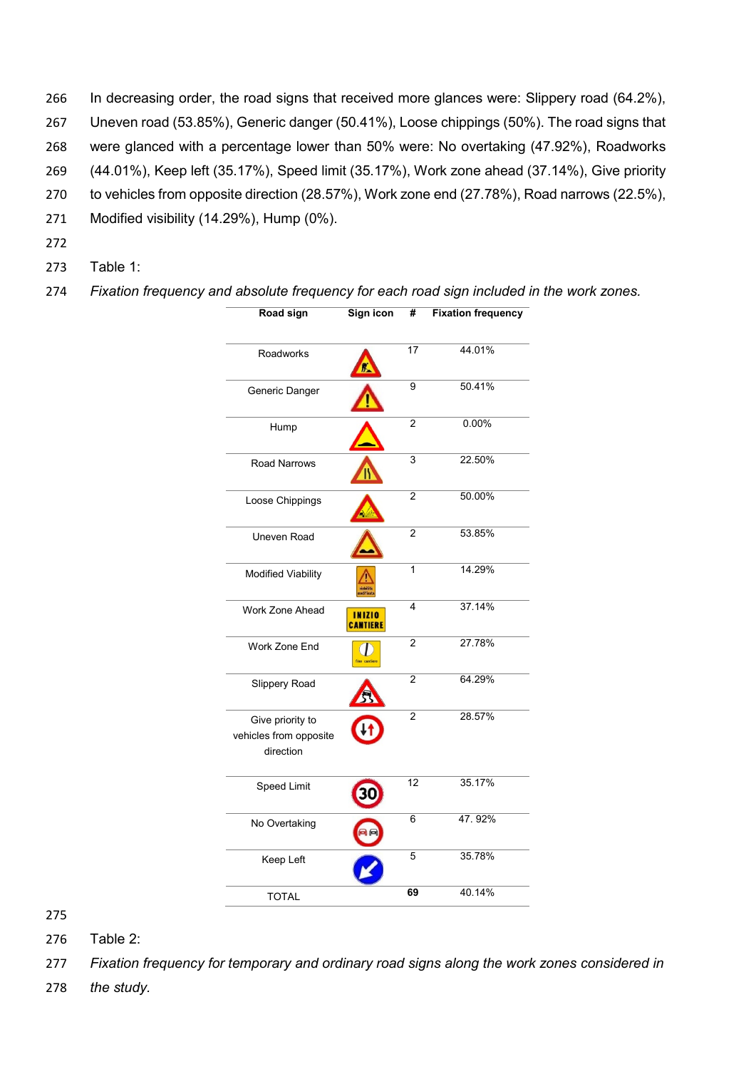In decreasing order, the road signs that received more glances were: Slippery road (64.2%), Uneven road (53.85%), Generic danger (50.41%), Loose chippings (50%). The road signs that were glanced with a percentage lower than 50% were: No overtaking (47.92%), Roadworks (44.01%), Keep left (35.17%), Speed limit (35.17%), Work zone ahead (37.14%), Give priority to vehicles from opposite direction (28.57%), Work zone end (27.78%), Road narrows (22.5%), Modified visibility (14.29%), Hump (0%).

Table 1:

*Fixation frequency and absolute frequency for each road sign included in the work zones.*

| Road sign | Sign icon | # | Fixation frequency |
|---|---|---|---|
| Roadworks | | 17 | 44.01% |
| Generic Danger | | 9 | 50.41% |
| Hump | | 2 | 0.00% |
| Road Narrows | | 3 | 22.50% |
| Loose Chippings | | 2 | 50.00% |
| Uneven Road | | 2 | 53.85% |
| Modified Viability | | 1 | 14.29% |
| Work Zone Ahead | INIZIO CANTIERE | 4 | 37.14% |
| Work Zone End | | 2 | 27.78% |
| Slippery Road | | 2 | 64.29% |
| Give priority to vehicles from opposite direction | | 2 | 28.57% |
| Speed Limit | 30 | 12 | 35.17% |
| No Overtaking | | 6 | 47. 92% |
| Keep Left | | 5 | 35.78% |
| TOTAL | | **69** | 40.14% |

Table 2:

*Fixation frequency for temporary and ordinary road signs along the work zones considered in the study.*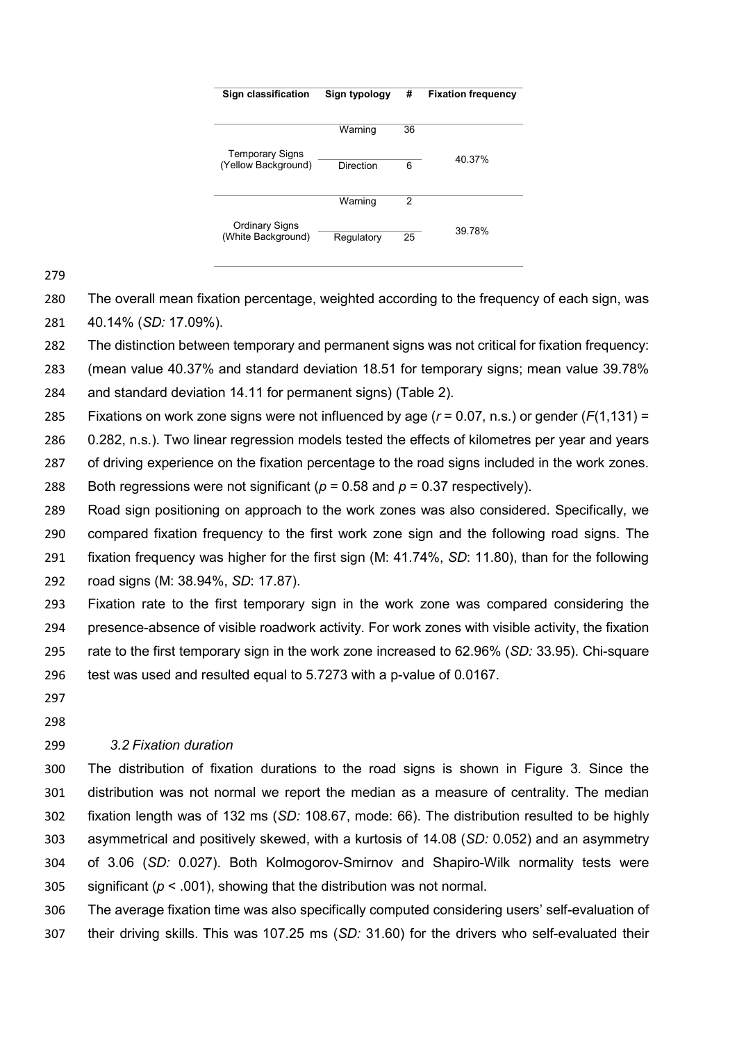| Sign classification | Sign typology | # | Fixation frequency |
|---|---|---|---|
| Temporary Signs (Yellow Background) | Warning | 36 | 40.37% |
| | Direction | 6 | |
| Ordinary Signs (White Background) | Warning | 2 | 39.78% |
| | Regulatory | 25 | |

The overall mean fixation percentage, weighted according to the frequency of each sign, was 40.14% (*SD:* 17.09%).

The distinction between temporary and permanent signs was not critical for fixation frequency: (mean value 40.37% and standard deviation 18.51 for temporary signs; mean value 39.78% and standard deviation 14.11 for permanent signs) (Table 2).

Fixations on work zone signs were not influenced by age ($r = 0.07$, n.s.) or gender ($F(1,131) = 0.282$, n.s.). Two linear regression models tested the effects of kilometres per year and years of driving experience on the fixation percentage to the road signs included in the work zones. Both regressions were not significant ($p = 0.58$ and $p = 0.37$ respectively).

Road sign positioning on approach to the work zones was also considered. Specifically, we compared fixation frequency to the first work zone sign and the following road signs. The fixation frequency was higher for the first sign (M: 41.74%, *SD*: 11.80), than for the following road signs (M: 38.94%, *SD*: 17.87).

Fixation rate to the first temporary sign in the work zone was compared considering the presence-absence of visible roadwork activity. For work zones with visible activity, the fixation rate to the first temporary sign in the work zone increased to 62.96% (*SD:* 33.95). Chi-square test was used and resulted equal to 5.7273 with a p-value of 0.0167.

### *3.2 Fixation duration*

The distribution of fixation durations to the road signs is shown in Figure 3. Since the distribution was not normal we report the median as a measure of centrality. The median fixation length was of 132 ms (*SD:* 108.67, mode: 66). The distribution resulted to be highly asymmetrical and positively skewed, with a kurtosis of 14.08 (*SD:* 0.052) and an asymmetry of 3.06 (*SD:* 0.027). Both Kolmogorov-Smirnov and Shapiro-Wilk normality tests were significant ($p < .001$), showing that the distribution was not normal.

The average fixation time was also specifically computed considering users' self-evaluation of their driving skills. This was 107.25 ms (*SD:* 31.60) for the drivers who self-evaluated their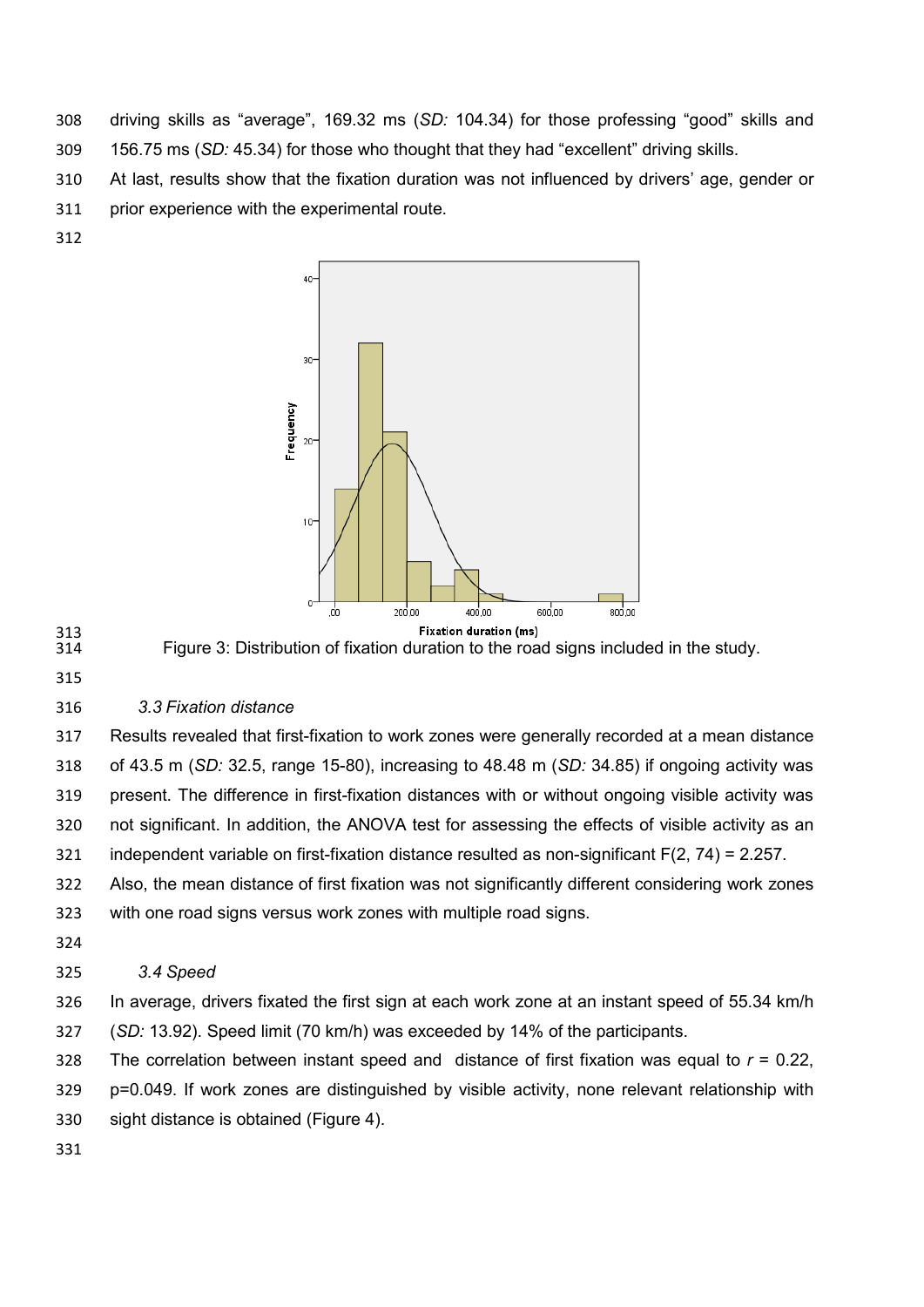driving skills as "average", 169.32 ms (*SD:* 104.34) for those professing "good" skills and 156.75 ms (*SD:* 45.34) for those who thought that they had "excellent" driving skills.

At last, results show that the fixation duration was not influenced by drivers' age, gender or prior experience with the experimental route.

Figure 3: Distribution of fixation duration to the road signs included in the study.

### *3.3 Fixation distance*

Results revealed that first-fixation to work zones were generally recorded at a mean distance of 43.5 m (*SD:* 32.5, range 15-80), increasing to 48.48 m (*SD:* 34.85) if ongoing activity was present. The difference in first-fixation distances with or without ongoing visible activity was not significant. In addition, the ANOVA test for assessing the effects of visible activity as an independent variable on first-fixation distance resulted as non-significant $F(2, 74) = 2.257$.

Also, the mean distance of first fixation was not significantly different considering work zones with one road signs versus work zones with multiple road signs.

### *3.4 Speed*

In average, drivers fixated the first sign at each work zone at an instant speed of 55.34 km/h (*SD:* 13.92). Speed limit (70 km/h) was exceeded by 14% of the participants.

The correlation between instant speed and distance of first fixation was equal to $r = 0.22$, $p=0.049$. If work zones are distinguished by visible activity, none relevant relationship with sight distance is obtained (Figure 4).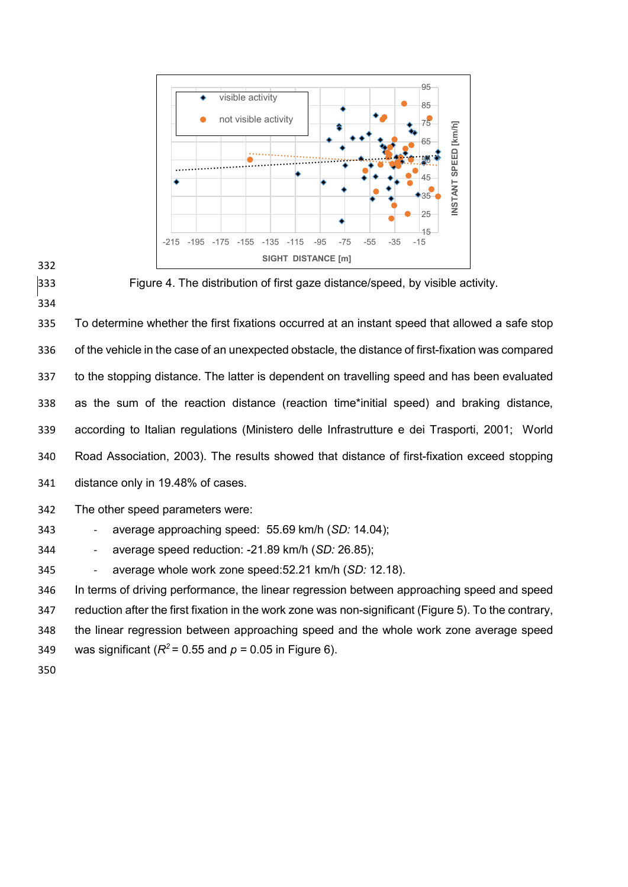Figure 4. The distribution of first gaze distance/speed, by visible activity.

To determine whether the first fixations occurred at an instant speed that allowed a safe stop of the vehicle in the case of an unexpected obstacle, the distance of first-fixation was compared to the stopping distance. The latter is dependent on travelling speed and has been evaluated as the sum of the reaction distance (reaction time*initial speed) and braking distance, according to Italian regulations (Ministero delle Infrastrutture e dei Trasporti, 2001; World Road Association, 2003). The results showed that distance of first-fixation exceed stopping distance only in 19.48% of cases.

The other speed parameters were:

- average approaching speed: 55.69 km/h (*SD:* 14.04);
- average speed reduction: -21.89 km/h (*SD:* 26.85);
- average whole work zone speed:52.21 km/h (*SD:* 12.18).

In terms of driving performance, the linear regression between approaching speed and speed reduction after the first fixation in the work zone was non-significant (Figure 5). To the contrary, the linear regression between approaching speed and the whole work zone average speed was significant ($R^2$ = 0.55 and $p$ = 0.05 in Figure 6).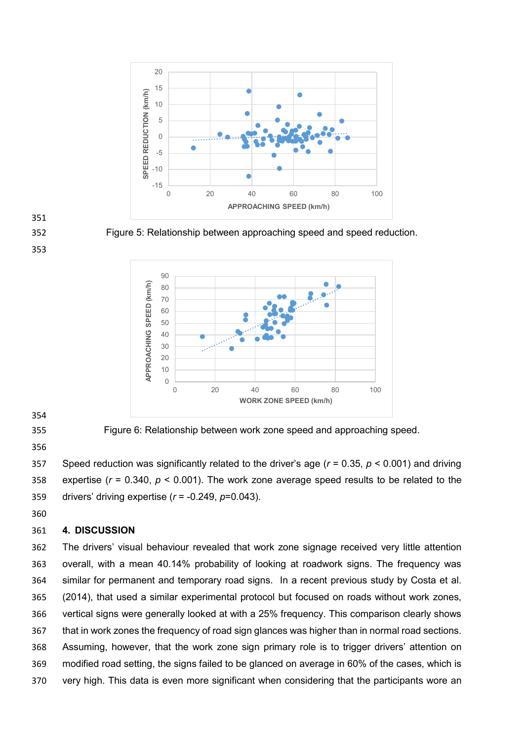Figure 5: Relationship between approaching speed and speed reduction.

Figure 6: Relationship between work zone speed and approaching speed.

Speed reduction was significantly related to the driver's age ($r = 0.35$, $p < 0.001$) and driving expertise ($r = 0.340$, $p < 0.001$). The work zone average speed results to be related to the drivers' driving expertise ($r = -0.249$, $p = 0.043$).

## 4. DISCUSSION

The drivers' visual behaviour revealed that work zone signage received very little attention overall, with a mean 40.14% probability of looking at roadwork signs. The frequency was similar for permanent and temporary road signs. In a recent previous study by Costa et al. (2014), that used a similar experimental protocol but focused on roads without work zones, vertical signs were generally looked at with a 25% frequency. This comparison clearly shows that in work zones the frequency of road sign glances was higher than in normal road sections. Assuming, however, that the work zone sign primary role is to trigger drivers' attention on modified road setting, the signs failed to be glanced on average in 60% of the cases, which is very high. This data is even more significant when considering that the participants wore an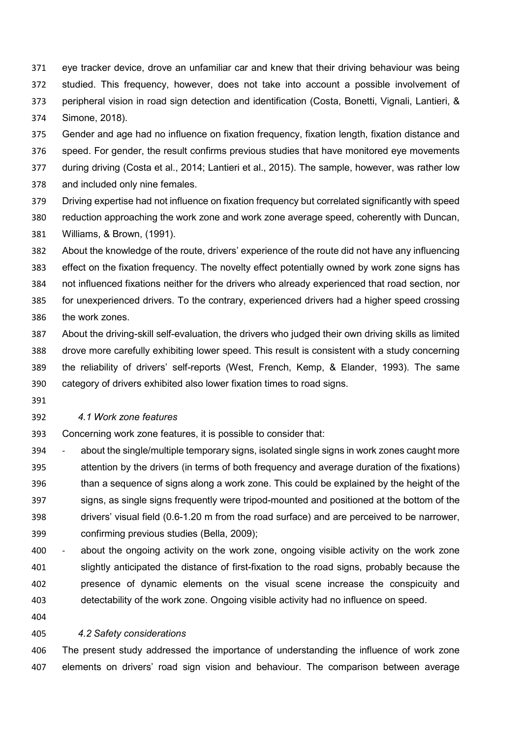eye tracker device, drove an unfamiliar car and knew that their driving behaviour was being studied. This frequency, however, does not take into account a possible involvement of peripheral vision in road sign detection and identification (Costa, Bonetti, Vignali, Lantieri, & Simone, 2018).

Gender and age had no influence on fixation frequency, fixation length, fixation distance and speed. For gender, the result confirms previous studies that have monitored eye movements during driving (Costa et al., 2014; Lantieri et al., 2015). The sample, however, was rather low and included only nine females.

Driving expertise had not influence on fixation frequency but correlated significantly with speed reduction approaching the work zone and work zone average speed, coherently with Duncan, Williams, & Brown, (1991).

About the knowledge of the route, drivers' experience of the route did not have any influencing effect on the fixation frequency. The novelty effect potentially owned by work zone signs has not influenced fixations neither for the drivers who already experienced that road section, nor for unexperienced drivers. To the contrary, experienced drivers had a higher speed crossing the work zones.

About the driving-skill self-evaluation, the drivers who judged their own driving skills as limited drove more carefully exhibiting lower speed. This result is consistent with a study concerning the reliability of drivers' self-reports (West, French, Kemp, & Elander, 1993). The same category of drivers exhibited also lower fixation times to road signs.

### *4.1 Work zone features*

Concerning work zone features, it is possible to consider that:

- about the single/multiple temporary signs, isolated single signs in work zones caught more attention by the drivers (in terms of both frequency and average duration of the fixations) than a sequence of signs along a work zone. This could be explained by the height of the signs, as single signs frequently were tripod-mounted and positioned at the bottom of the drivers' visual field (0.6-1.20 m from the road surface) and are perceived to be narrower, confirming previous studies (Bella, 2009);
- about the ongoing activity on the work zone, ongoing visible activity on the work zone slightly anticipated the distance of first-fixation to the road signs, probably because the presence of dynamic elements on the visual scene increase the conspicuity and detectability of the work zone. Ongoing visible activity had no influence on speed.

### *4.2 Safety considerations*

The present study addressed the importance of understanding the influence of work zone elements on drivers' road sign vision and behaviour. The comparison between average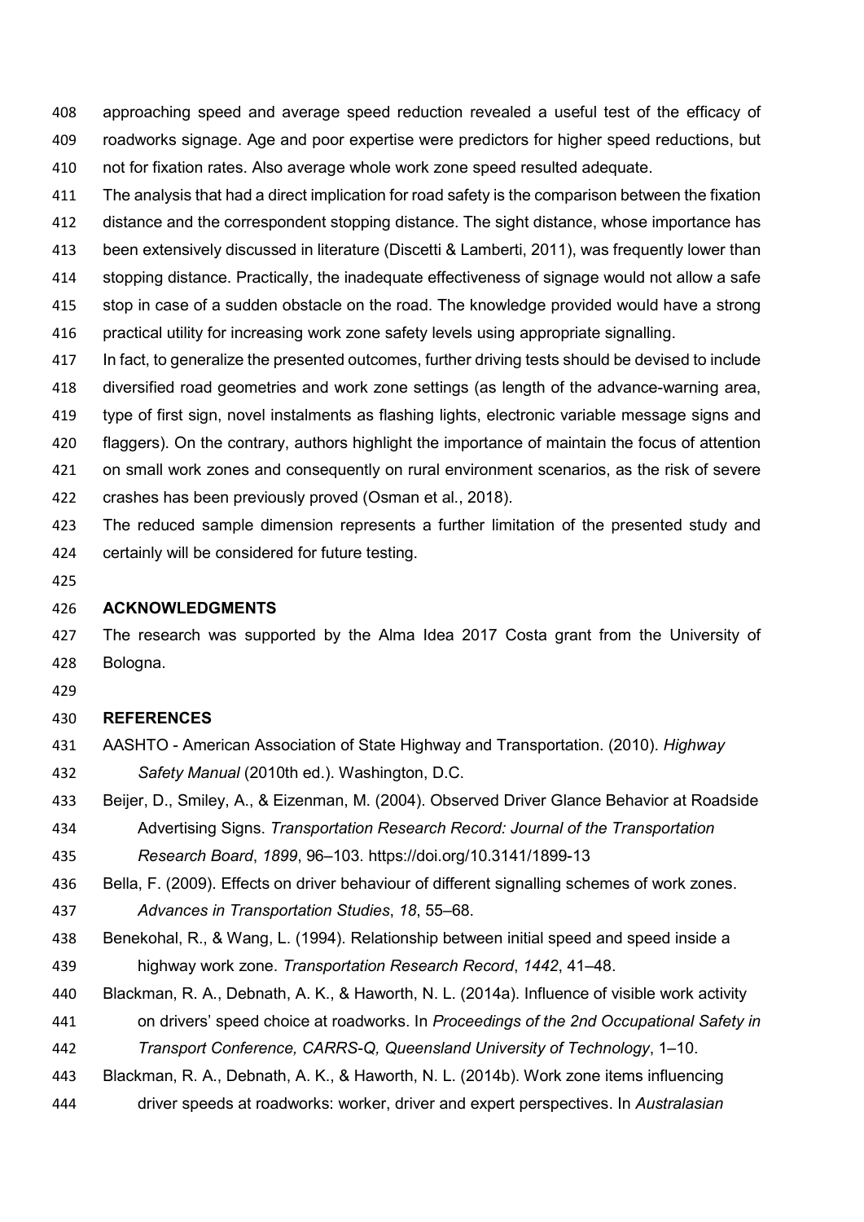approaching speed and average speed reduction revealed a useful test of the efficacy of roadworks signage. Age and poor expertise were predictors for higher speed reductions, but not for fixation rates. Also average whole work zone speed resulted adequate.

The analysis that had a direct implication for road safety is the comparison between the fixation distance and the correspondent stopping distance. The sight distance, whose importance has been extensively discussed in literature (Discetti & Lamberti, 2011), was frequently lower than stopping distance. Practically, the inadequate effectiveness of signage would not allow a safe stop in case of a sudden obstacle on the road. The knowledge provided would have a strong practical utility for increasing work zone safety levels using appropriate signalling.

In fact, to generalize the presented outcomes, further driving tests should be devised to include diversified road geometries and work zone settings (as length of the advance-warning area, type of first sign, novel instalments as flashing lights, electronic variable message signs and flaggers). On the contrary, authors highlight the importance of maintain the focus of attention on small work zones and consequently on rural environment scenarios, as the risk of severe crashes has been previously proved (Osman et al., 2018).

The reduced sample dimension represents a further limitation of the presented study and certainly will be considered for future testing.

## ACKNOWLEDGMENTS

The research was supported by the Alma Idea 2017 Costa grant from the University of Bologna.

## REFERENCES

AASHTO - American Association of State Highway and Transportation. (2010). *Highway Safety Manual* (2010th ed.). Washington, D.C.

Beijer, D., Smiley, A., & Eizenman, M. (2004). Observed Driver Glance Behavior at Roadside Advertising Signs. *Transportation Research Record: Journal of the Transportation Research Board*, *1899*, 96–103. https://doi.org/10.3141/1899-13

Bella, F. (2009). Effects on driver behaviour of different signalling schemes of work zones. *Advances in Transportation Studies*, *18*, 55–68.

Benekohal, R., & Wang, L. (1994). Relationship between initial speed and speed inside a highway work zone. *Transportation Research Record*, *1442*, 41–48.

Blackman, R. A., Debnath, A. K., & Haworth, N. L. (2014a). Influence of visible work activity on drivers' speed choice at roadworks. In *Proceedings of the 2nd Occupational Safety in Transport Conference, CARRS-Q, Queensland University of Technology*, 1–10.

Blackman, R. A., Debnath, A. K., & Haworth, N. L. (2014b). Work zone items influencing driver speeds at roadworks: worker, driver and expert perspectives. In *Australasian*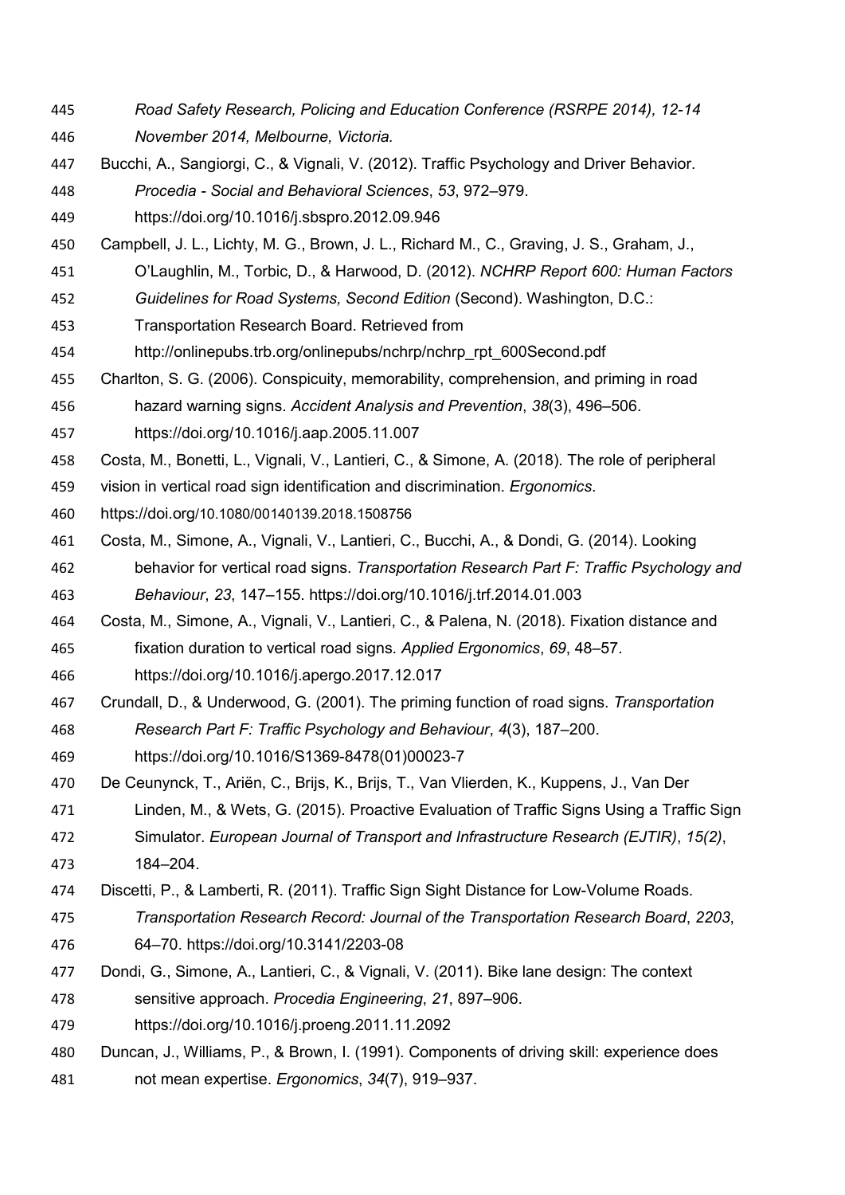*Road Safety Research, Policing and Education Conference (RSRPE 2014), 12-14 November 2014, Melbourne, Victoria.*

Bucchi, A., Sangiorgi, C., & Vignali, V. (2012). Traffic Psychology and Driver Behavior. *Procedia - Social and Behavioral Sciences*, *53*, 972–979. https://doi.org/10.1016/j.sbspro.2012.09.946

Campbell, J. L., Lichty, M. G., Brown, J. L., Richard M., C., Graving, J. S., Graham, J., O'Laughlin, M., Torbic, D., & Harwood, D. (2012). *NCHRP Report 600: Human Factors Guidelines for Road Systems, Second Edition* (Second). Washington, D.C.: Transportation Research Board. Retrieved from http://onlinepubs.trb.org/onlinepubs/nchrp/nchrp_rpt_600Second.pdf

Charlton, S. G. (2006). Conspicuity, memorability, comprehension, and priming in road hazard warning signs. *Accident Analysis and Prevention*, *38*(3), 496–506. https://doi.org/10.1016/j.aap.2005.11.007

Costa, M., Bonetti, L., Vignali, V., Lantieri, C., & Simone, A. (2018). The role of peripheral vision in vertical road sign identification and discrimination. *Ergonomics*. https://doi.org/10.1080/00140139.2018.1508756

Costa, M., Simone, A., Vignali, V., Lantieri, C., Bucchi, A., & Dondi, G. (2014). Looking behavior for vertical road signs. *Transportation Research Part F: Traffic Psychology and Behaviour*, *23*, 147–155. https://doi.org/10.1016/j.trf.2014.01.003

Costa, M., Simone, A., Vignali, V., Lantieri, C., & Palena, N. (2018). Fixation distance and fixation duration to vertical road signs. *Applied Ergonomics*, *69*, 48–57. https://doi.org/10.1016/j.apergo.2017.12.017

Crundall, D., & Underwood, G. (2001). The priming function of road signs. *Transportation Research Part F: Traffic Psychology and Behaviour*, *4*(3), 187–200. https://doi.org/10.1016/S1369-8478(01)00023-7

De Ceunynck, T., Ariën, C., Brijs, K., Brijs, T., Van Vlierden, K., Kuppens, J., Van Der Linden, M., & Wets, G. (2015). Proactive Evaluation of Traffic Signs Using a Traffic Sign Simulator. *European Journal of Transport and Infrastructure Research (EJTIR)*, *15(2)*, 184–204.

Discetti, P., & Lamberti, R. (2011). Traffic Sign Sight Distance for Low-Volume Roads. *Transportation Research Record: Journal of the Transportation Research Board*, *2203*, 64–70. https://doi.org/10.3141/2203-08

Dondi, G., Simone, A., Lantieri, C., & Vignali, V. (2011). Bike lane design: The context sensitive approach. *Procedia Engineering*, *21*, 897–906. https://doi.org/10.1016/j.proeng.2011.11.2092

Duncan, J., Williams, P., & Brown, I. (1991). Components of driving skill: experience does not mean expertise. *Ergonomics*, *34*(7), 919–937.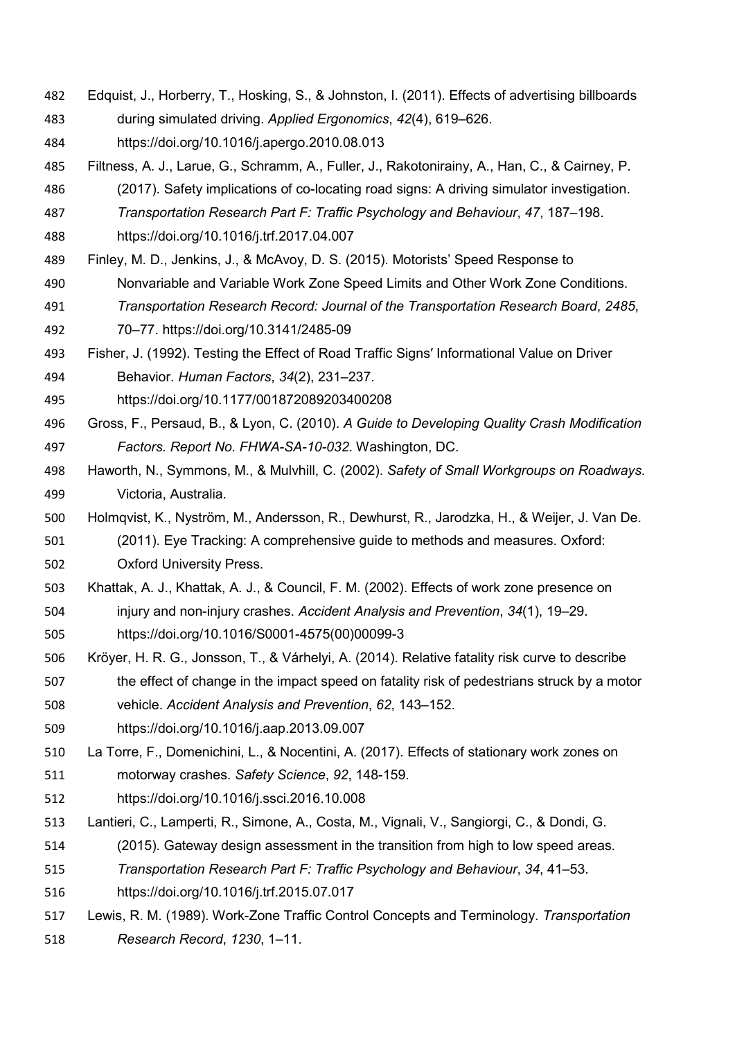Edquist, J., Horberry, T., Hosking, S., & Johnston, I. (2011). Effects of advertising billboards during simulated driving. *Applied Ergonomics*, *42*(4), 619–626. https://doi.org/10.1016/j.apergo.2010.08.013

Filtness, A. J., Larue, G., Schramm, A., Fuller, J., Rakotonirainy, A., Han, C., & Cairney, P. (2017). Safety implications of co-locating road signs: A driving simulator investigation. *Transportation Research Part F: Traffic Psychology and Behaviour*, *47*, 187–198. https://doi.org/10.1016/j.trf.2017.04.007

Finley, M. D., Jenkins, J., & McAvoy, D. S. (2015). Motorists' Speed Response to Nonvariable and Variable Work Zone Speed Limits and Other Work Zone Conditions. *Transportation Research Record: Journal of the Transportation Research Board*, *2485*, 70–77. https://doi.org/10.3141/2485-09

Fisher, J. (1992). Testing the Effect of Road Traffic Signs′ Informational Value on Driver Behavior. *Human Factors*, *34*(2), 231–237. https://doi.org/10.1177/001872089203400208

Gross, F., Persaud, B., & Lyon, C. (2010). *A Guide to Developing Quality Crash Modification Factors. Report No. FHWA-SA-10-032*. Washington, DC.

Haworth, N., Symmons, M., & Mulvhill, C. (2002). *Safety of Small Workgroups on Roadways*. Victoria, Australia.

Holmqvist, K., Nyström, M., Andersson, R., Dewhurst, R., Jarodzka, H., & Weijer, J. Van De. (2011). Eye Tracking: A comprehensive guide to methods and measures. Oxford: Oxford University Press.

Khattak, A. J., Khattak, A. J., & Council, F. M. (2002). Effects of work zone presence on injury and non-injury crashes. *Accident Analysis and Prevention*, *34*(1), 19–29. https://doi.org/10.1016/S0001-4575(00)00099-3

Kröyer, H. R. G., Jonsson, T., & Várhelyi, A. (2014). Relative fatality risk curve to describe the effect of change in the impact speed on fatality risk of pedestrians struck by a motor vehicle. *Accident Analysis and Prevention*, *62*, 143–152. https://doi.org/10.1016/j.aap.2013.09.007

La Torre, F., Domenichini, L., & Nocentini, A. (2017). Effects of stationary work zones on motorway crashes. *Safety Science*, *92*, 148-159. https://doi.org/10.1016/j.ssci.2016.10.008

Lantieri, C., Lamperti, R., Simone, A., Costa, M., Vignali, V., Sangiorgi, C., & Dondi, G. (2015). Gateway design assessment in the transition from high to low speed areas. *Transportation Research Part F: Traffic Psychology and Behaviour*, *34*, 41–53. https://doi.org/10.1016/j.trf.2015.07.017

Lewis, R. M. (1989). Work-Zone Traffic Control Concepts and Terminology. *Transportation Research Record*, *1230*, 1–11.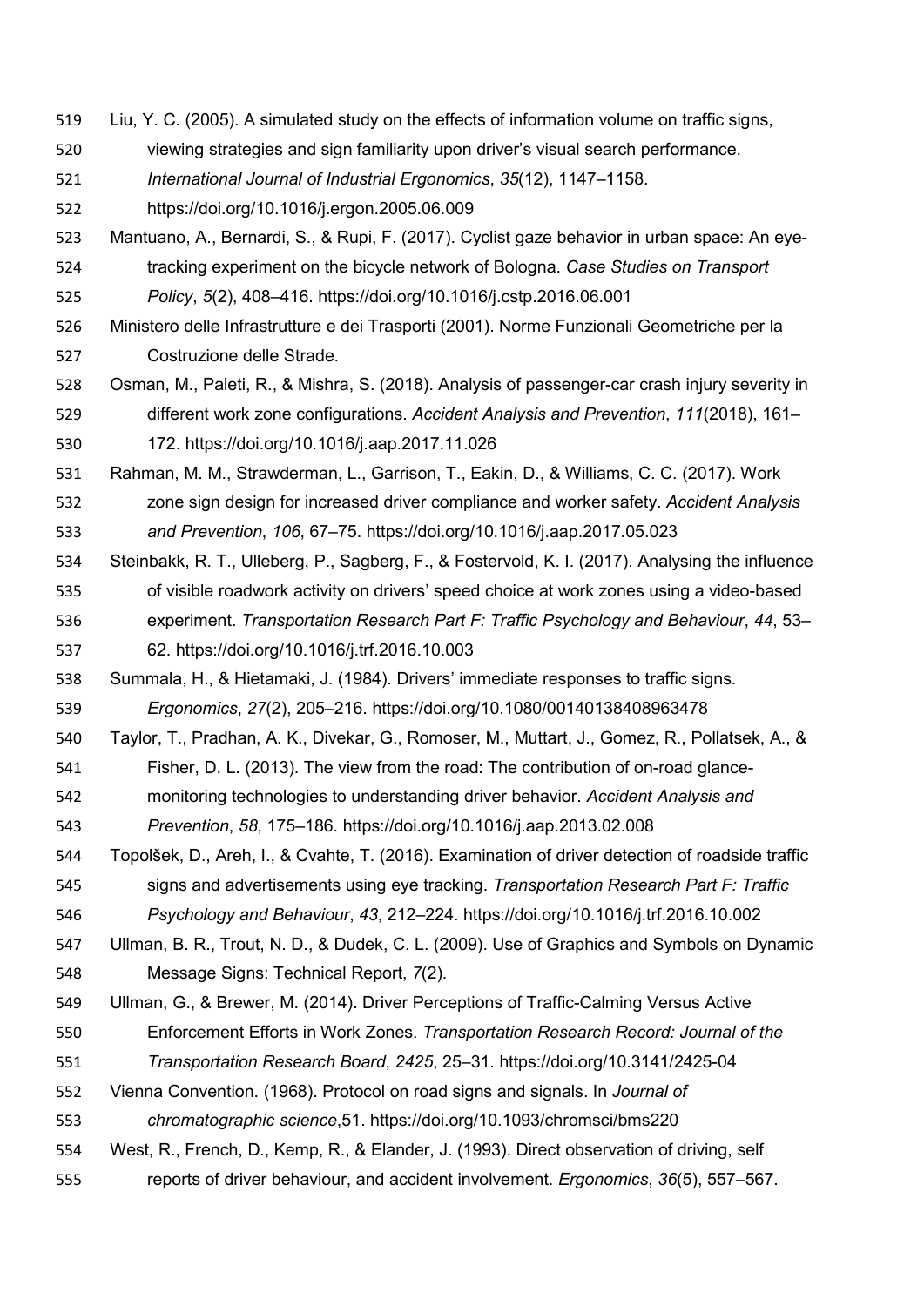Liu, Y. C. (2005). A simulated study on the effects of information volume on traffic signs, viewing strategies and sign familiarity upon driver's visual search performance. *International Journal of Industrial Ergonomics*, *35*(12), 1147–1158. https://doi.org/10.1016/j.ergon.2005.06.009

Mantuano, A., Bernardi, S., & Rupi, F. (2017). Cyclist gaze behavior in urban space: An eye-tracking experiment on the bicycle network of Bologna. *Case Studies on Transport Policy*, *5*(2), 408–416. https://doi.org/10.1016/j.cstp.2016.06.001

Ministero delle Infrastrutture e dei Trasporti (2001). Norme Funzionali Geometriche per la Costruzione delle Strade.

Osman, M., Paleti, R., & Mishra, S. (2018). Analysis of passenger-car crash injury severity in different work zone configurations. *Accident Analysis and Prevention*, *111*(2018), 161–172. https://doi.org/10.1016/j.aap.2017.11.026

Rahman, M. M., Strawderman, L., Garrison, T., Eakin, D., & Williams, C. C. (2017). Work zone sign design for increased driver compliance and worker safety. *Accident Analysis and Prevention*, *106*, 67–75. https://doi.org/10.1016/j.aap.2017.05.023

Steinbakk, R. T., Ulleberg, P., Sagberg, F., & Fostervold, K. I. (2017). Analysing the influence of visible roadwork activity on drivers' speed choice at work zones using a video-based experiment. *Transportation Research Part F: Traffic Psychology and Behaviour*, *44*, 53–62. https://doi.org/10.1016/j.trf.2016.10.003

Summala, H., & Hietamaki, J. (1984). Drivers' immediate responses to traffic signs. *Ergonomics*, *27*(2), 205–216. https://doi.org/10.1080/00140138408963478

Taylor, T., Pradhan, A. K., Divekar, G., Romoser, M., Muttart, J., Gomez, R., Pollatsek, A., & Fisher, D. L. (2013). The view from the road: The contribution of on-road glance-monitoring technologies to understanding driver behavior. *Accident Analysis and Prevention*, *58*, 175–186. https://doi.org/10.1016/j.aap.2013.02.008

Topolšek, D., Areh, I., & Cvahte, T. (2016). Examination of driver detection of roadside traffic signs and advertisements using eye tracking. *Transportation Research Part F: Traffic Psychology and Behaviour*, *43*, 212–224. https://doi.org/10.1016/j.trf.2016.10.002

Ullman, B. R., Trout, N. D., & Dudek, C. L. (2009). Use of Graphics and Symbols on Dynamic Message Signs: Technical Report, *7*(2).

Ullman, G., & Brewer, M. (2014). Driver Perceptions of Traffic-Calming Versus Active Enforcement Efforts in Work Zones. *Transportation Research Record: Journal of the Transportation Research Board*, *2425*, 25–31. https://doi.org/10.3141/2425-04

Vienna Convention. (1968). Protocol on road signs and signals. In *Journal of chromatographic science*,51. https://doi.org/10.1093/chromsci/bms220

West, R., French, D., Kemp, R., & Elander, J. (1993). Direct observation of driving, self reports of driver behaviour, and accident involvement. *Ergonomics*, *36*(5), 557–567.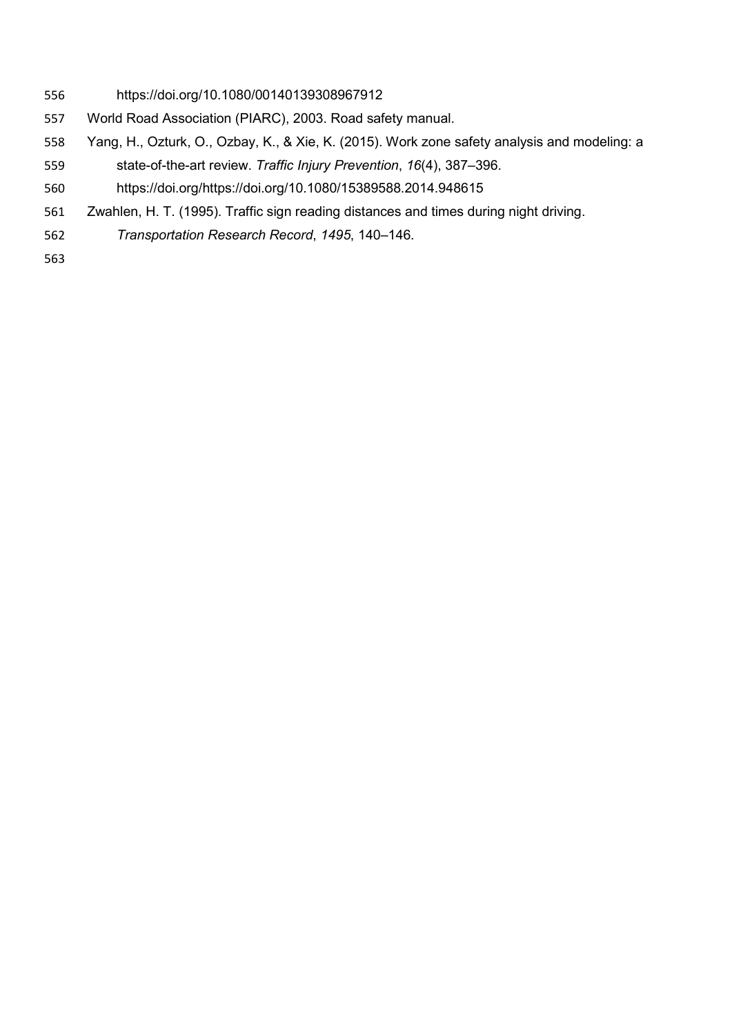https://doi.org/10.1080/00140139308967912

World Road Association (PIARC), 2003. Road safety manual.

Yang, H., Ozturk, O., Ozbay, K., & Xie, K. (2015). Work zone safety analysis and modeling: a state-of-the-art review. *Traffic Injury Prevention*, *16*(4), 387–396. https://doi.org/https://doi.org/10.1080/15389588.2014.948615

Zwahlen, H. T. (1995). Traffic sign reading distances and times during night driving. *Transportation Research Record*, *1495*, 140–146.